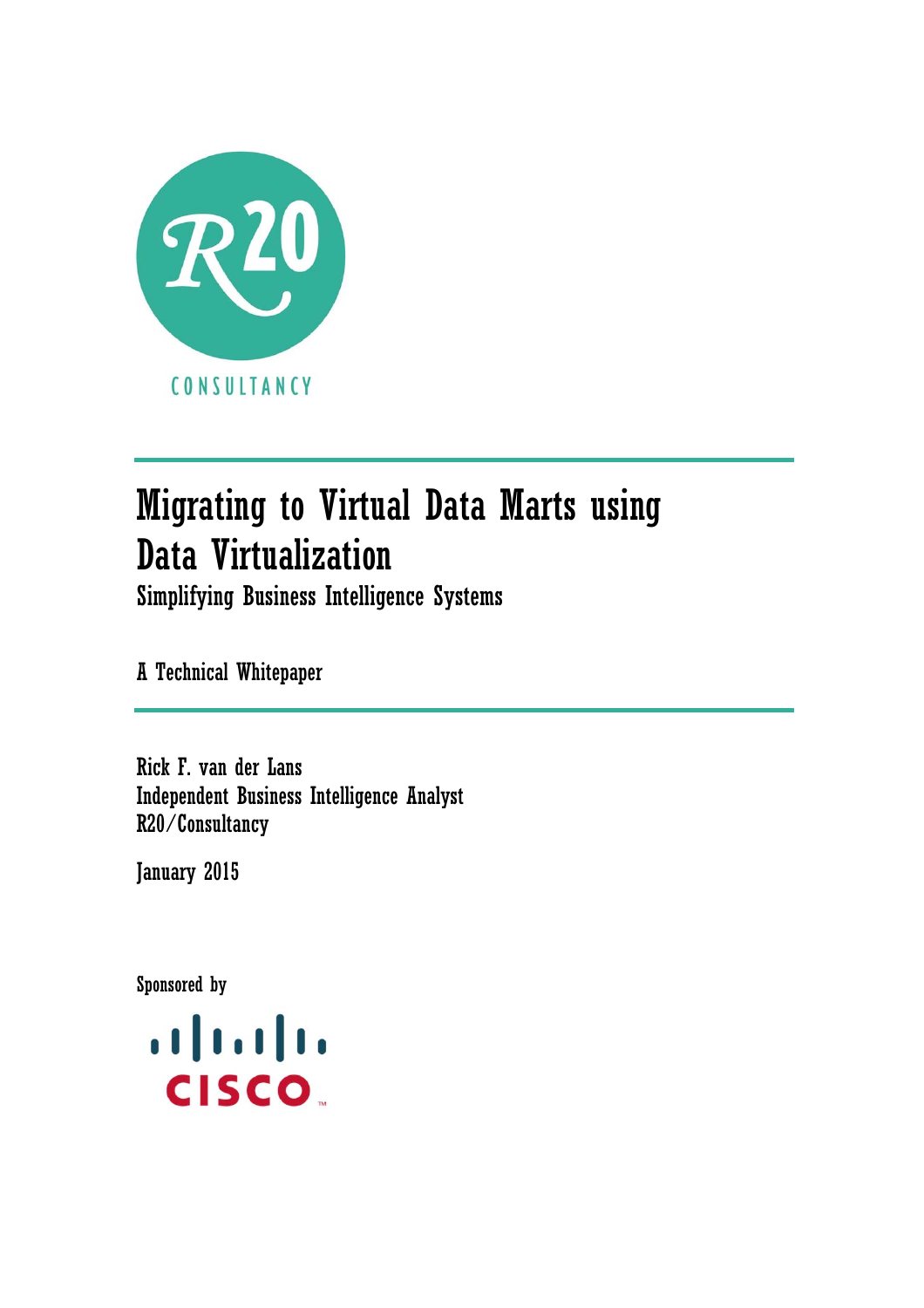R20 CONSULTANCY

# Migrating to Virtual Data Marts using Data Virtualization

## Simplifying Business Intelligence Systems

A Technical Whitepaper

Rick F. van der Lans
Independent Business Intelligence Analyst
R20/Consultancy

January 2015

Sponsored by

CISCO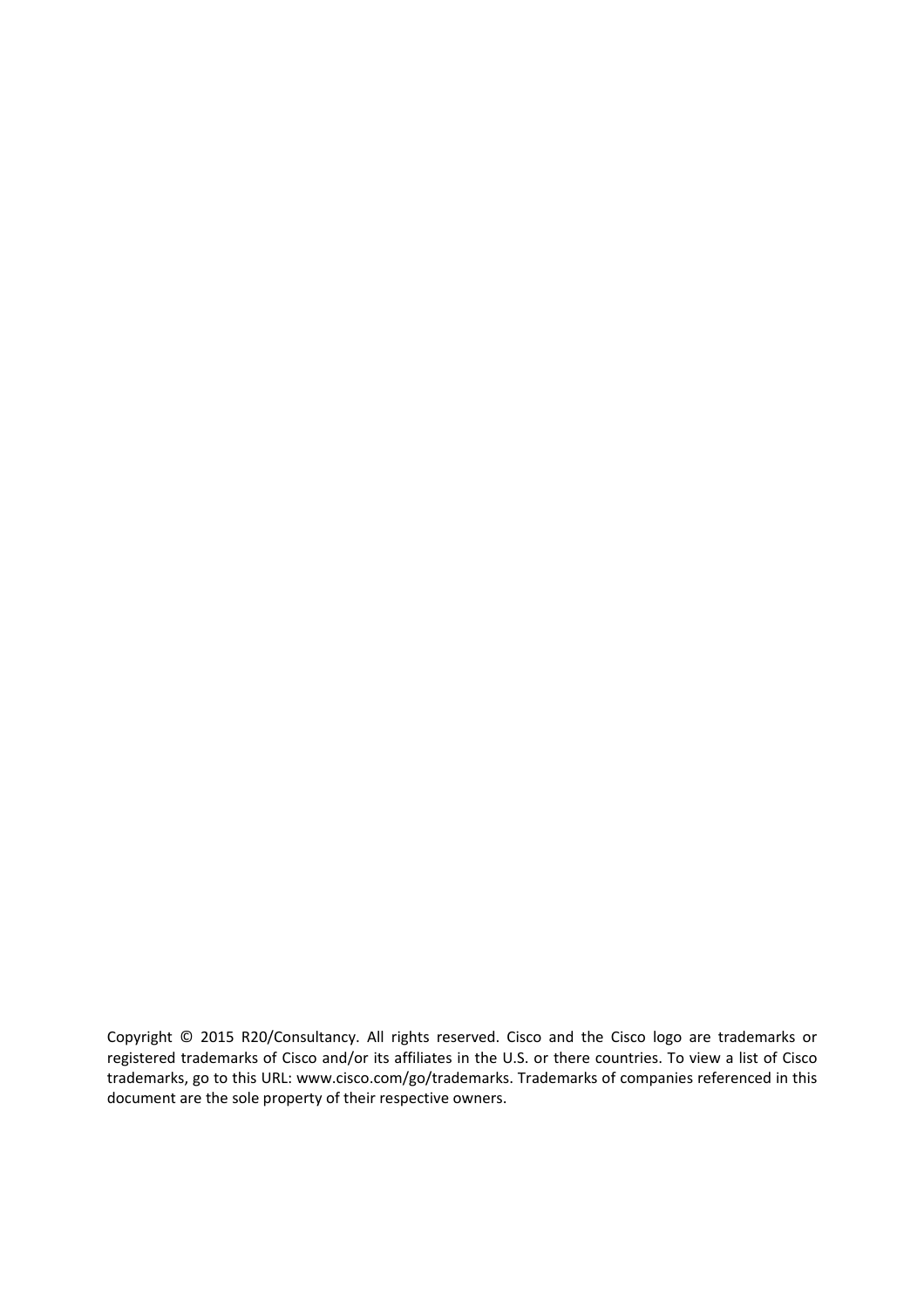Copyright © 2015 R20/Consultancy. All rights reserved. Cisco and the Cisco logo are trademarks or registered trademarks of Cisco and/or its affiliates in the U.S. or there countries. To view a list of Cisco trademarks, go to this URL: www.cisco.com/go/trademarks. Trademarks of companies referenced in this document are the sole property of their respective owners.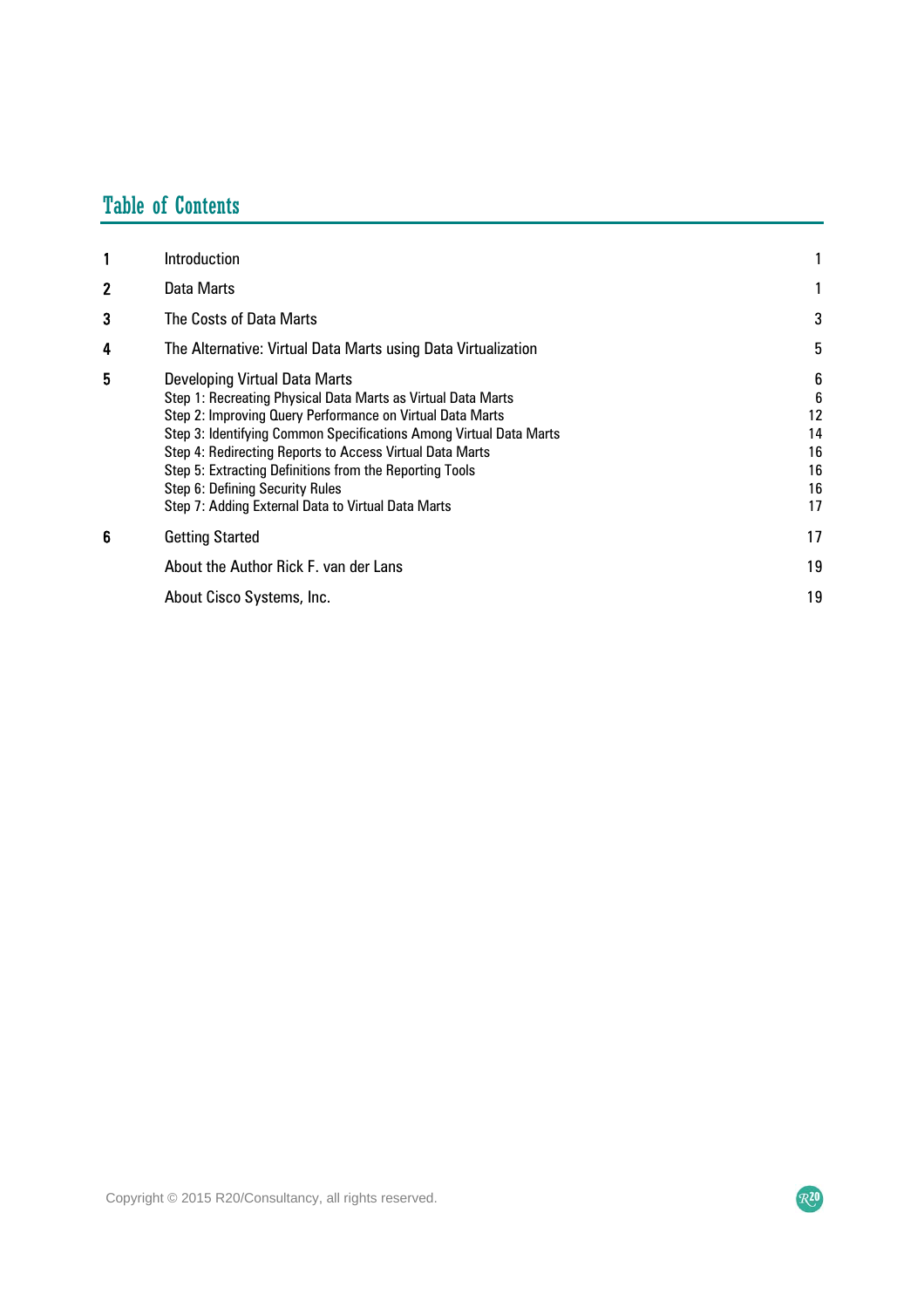# Table of Contents

| | | |
|---|---|---|
| 1 | Introduction | 1 |
| 2 | Data Marts | 1 |
| 3 | The Costs of Data Marts | 3 |
| 4 | The Alternative: Virtual Data Marts using Data Virtualization | 5 |
| 5 | Developing Virtual Data Marts | 6 |
| | Step 1: Recreating Physical Data Marts as Virtual Data Marts | 6 |
| | Step 2: Improving Query Performance on Virtual Data Marts | 12 |
| | Step 3: Identifying Common Specifications Among Virtual Data Marts | 14 |
| | Step 4: Redirecting Reports to Access Virtual Data Marts | 16 |
| | Step 5: Extracting Definitions from the Reporting Tools | 16 |
| | Step 6: Defining Security Rules | 16 |
| | Step 7: Adding External Data to Virtual Data Marts | 17 |
| 6 | Getting Started | 17 |
| | About the Author Rick F. van der Lans | 19 |
| | About Cisco Systems, Inc. | 19 |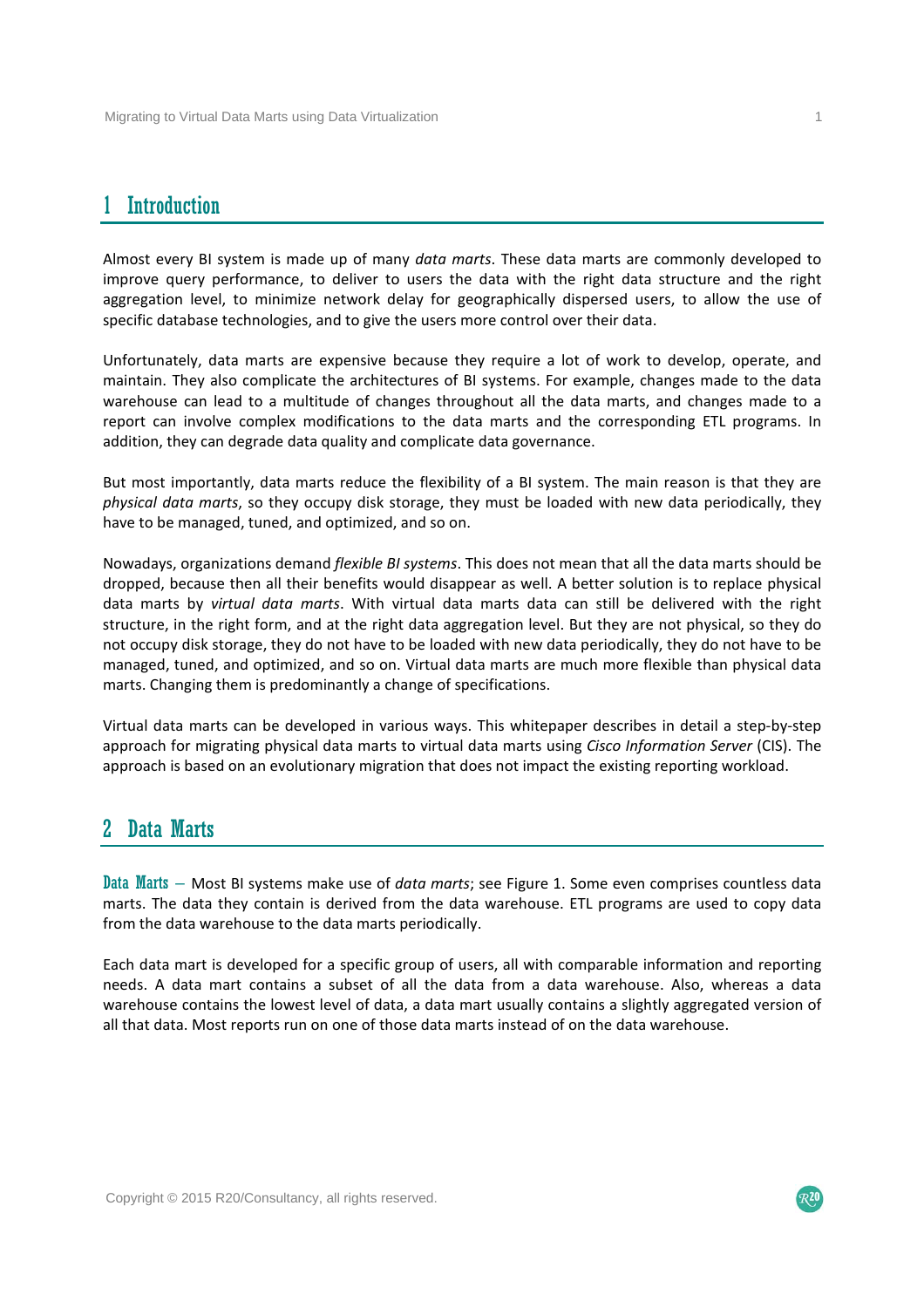# 1 Introduction

Almost every BI system is made up of many *data marts*. These data marts are commonly developed to improve query performance, to deliver to users the data with the right data structure and the right aggregation level, to minimize network delay for geographically dispersed users, to allow the use of specific database technologies, and to give the users more control over their data.

Unfortunately, data marts are expensive because they require a lot of work to develop, operate, and maintain. They also complicate the architectures of BI systems. For example, changes made to the data warehouse can lead to a multitude of changes throughout all the data marts, and changes made to a report can involve complex modifications to the data marts and the corresponding ETL programs. In addition, they can degrade data quality and complicate data governance.

But most importantly, data marts reduce the flexibility of a BI system. The main reason is that they are *physical data marts*, so they occupy disk storage, they must be loaded with new data periodically, they have to be managed, tuned, and optimized, and so on.

Nowadays, organizations demand *flexible BI systems*. This does not mean that all the data marts should be dropped, because then all their benefits would disappear as well. A better solution is to replace physical data marts by *virtual data marts*. With virtual data marts data can still be delivered with the right structure, in the right form, and at the right data aggregation level. But they are not physical, so they do not occupy disk storage, they do not have to be loaded with new data periodically, they do not have to be managed, tuned, and optimized, and so on. Virtual data marts are much more flexible than physical data marts. Changing them is predominantly a change of specifications.

Virtual data marts can be developed in various ways. This whitepaper describes in detail a step-by-step approach for migrating physical data marts to virtual data marts using *Cisco Information Server* (CIS). The approach is based on an evolutionary migration that does not impact the existing reporting workload.

# 2 Data Marts

Data Marts – Most BI systems make use of *data marts*; see Figure 1. Some even comprises countless data marts. The data they contain is derived from the data warehouse. ETL programs are used to copy data from the data warehouse to the data marts periodically.

Each data mart is developed for a specific group of users, all with comparable information and reporting needs. A data mart contains a subset of all the data from a data warehouse. Also, whereas a data warehouse contains the lowest level of data, a data mart usually contains a slightly aggregated version of all that data. Most reports run on one of those data marts instead of on the data warehouse.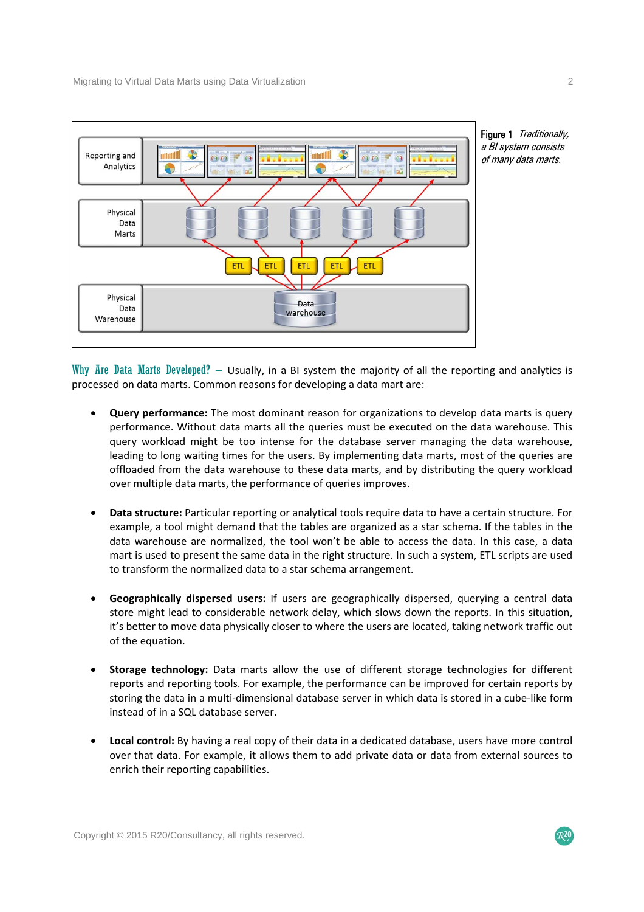**Figure 1** *Traditionally, a BI system consists of many data marts.*

**Why Are Data Marts Developed?** – Usually, in a BI system the majority of all the reporting and analytics is processed on data marts. Common reasons for developing a data mart are:

- **Query performance:** The most dominant reason for organizations to develop data marts is query performance. Without data marts all the queries must be executed on the data warehouse. This query workload might be too intense for the database server managing the data warehouse, leading to long waiting times for the users. By implementing data marts, most of the queries are offloaded from the data warehouse to these data marts, and by distributing the query workload over multiple data marts, the performance of queries improves.

- **Data structure:** Particular reporting or analytical tools require data to have a certain structure. For example, a tool might demand that the tables are organized as a star schema. If the tables in the data warehouse are normalized, the tool won't be able to access the data. In this case, a data mart is used to present the same data in the right structure. In such a system, ETL scripts are used to transform the normalized data to a star schema arrangement.

- **Geographically dispersed users:** If users are geographically dispersed, querying a central data store might lead to considerable network delay, which slows down the reports. In this situation, it's better to move data physically closer to where the users are located, taking network traffic out of the equation.

- **Storage technology:** Data marts allow the use of different storage technologies for different reports and reporting tools. For example, the performance can be improved for certain reports by storing the data in a multi-dimensional database server in which data is stored in a cube-like form instead of in a SQL database server.

- **Local control:** By having a real copy of their data in a dedicated database, users have more control over that data. For example, it allows them to add private data or data from external sources to enrich their reporting capabilities.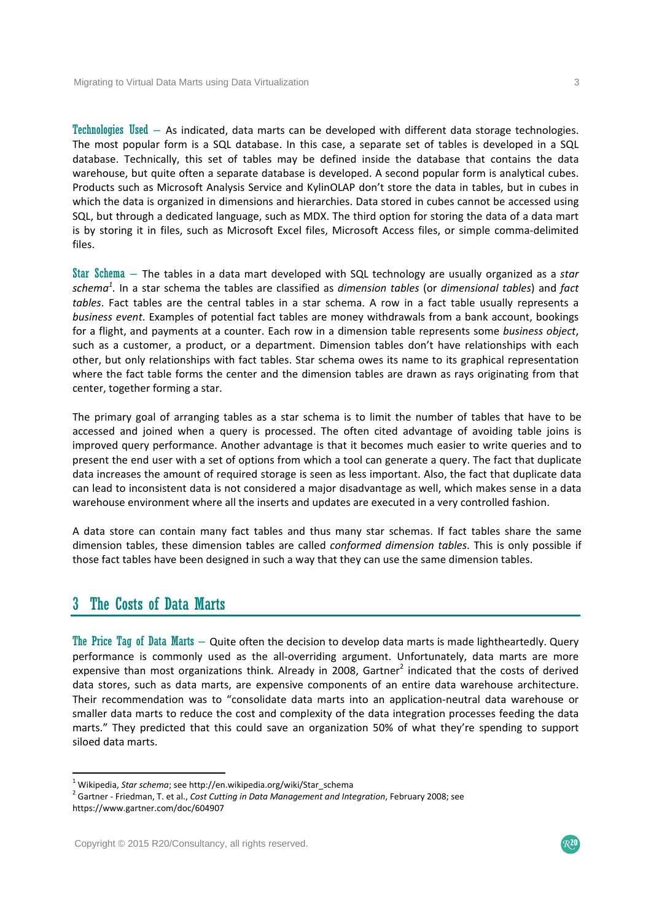**Technologies Used** – As indicated, data marts can be developed with different data storage technologies. The most popular form is a SQL database. In this case, a separate set of tables is developed in a SQL database. Technically, this set of tables may be defined inside the database that contains the data warehouse, but quite often a separate database is developed. A second popular form is analytical cubes. Products such as Microsoft Analysis Service and KylinOLAP don't store the data in tables, but in cubes in which the data is organized in dimensions and hierarchies. Data stored in cubes cannot be accessed using SQL, but through a dedicated language, such as MDX. The third option for storing the data of a data mart is by storing it in files, such as Microsoft Excel files, Microsoft Access files, or simple comma-delimited files.

**Star Schema** – The tables in a data mart developed with SQL technology are usually organized as a *star schema*[1]. In a star schema the tables are classified as *dimension tables* (or *dimensional tables*) and *fact tables*. Fact tables are the central tables in a star schema. A row in a fact table usually represents a *business event*. Examples of potential fact tables are money withdrawals from a bank account, bookings for a flight, and payments at a counter. Each row in a dimension table represents some *business object*, such as a customer, a product, or a department. Dimension tables don't have relationships with each other, but only relationships with fact tables. Star schema owes its name to its graphical representation where the fact table forms the center and the dimension tables are drawn as rays originating from that center, together forming a star.

The primary goal of arranging tables as a star schema is to limit the number of tables that have to be accessed and joined when a query is processed. The often cited advantage of avoiding table joins is improved query performance. Another advantage is that it becomes much easier to write queries and to present the end user with a set of options from which a tool can generate a query. The fact that duplicate data increases the amount of required storage is seen as less important. Also, the fact that duplicate data can lead to inconsistent data is not considered a major disadvantage as well, which makes sense in a data warehouse environment where all the inserts and updates are executed in a very controlled fashion.

A data store can contain many fact tables and thus many star schemas. If fact tables share the same dimension tables, these dimension tables are called *conformed dimension tables*. This is only possible if those fact tables have been designed in such a way that they can use the same dimension tables.

# 3 The Costs of Data Marts

**The Price Tag of Data Marts** – Quite often the decision to develop data marts is made lightheartedly. Query performance is commonly used as the all-overriding argument. Unfortunately, data marts are more expensive than most organizations think. Already in 2008, Gartner[2] indicated that the costs of derived data stores, such as data marts, are expensive components of an entire data warehouse architecture. Their recommendation was to "consolidate data marts into an application-neutral data warehouse or smaller data marts to reduce the cost and complexity of the data integration processes feeding the data marts." They predicted that this could save an organization 50% of what they're spending to support siloed data marts.

---

[1] Wikipedia, *Star schema*; see http://en.wikipedia.org/wiki/Star_schema

[2] Gartner - Friedman, T. et al., *Cost Cutting in Data Management and Integration*, February 2008; see https://www.gartner.com/doc/604907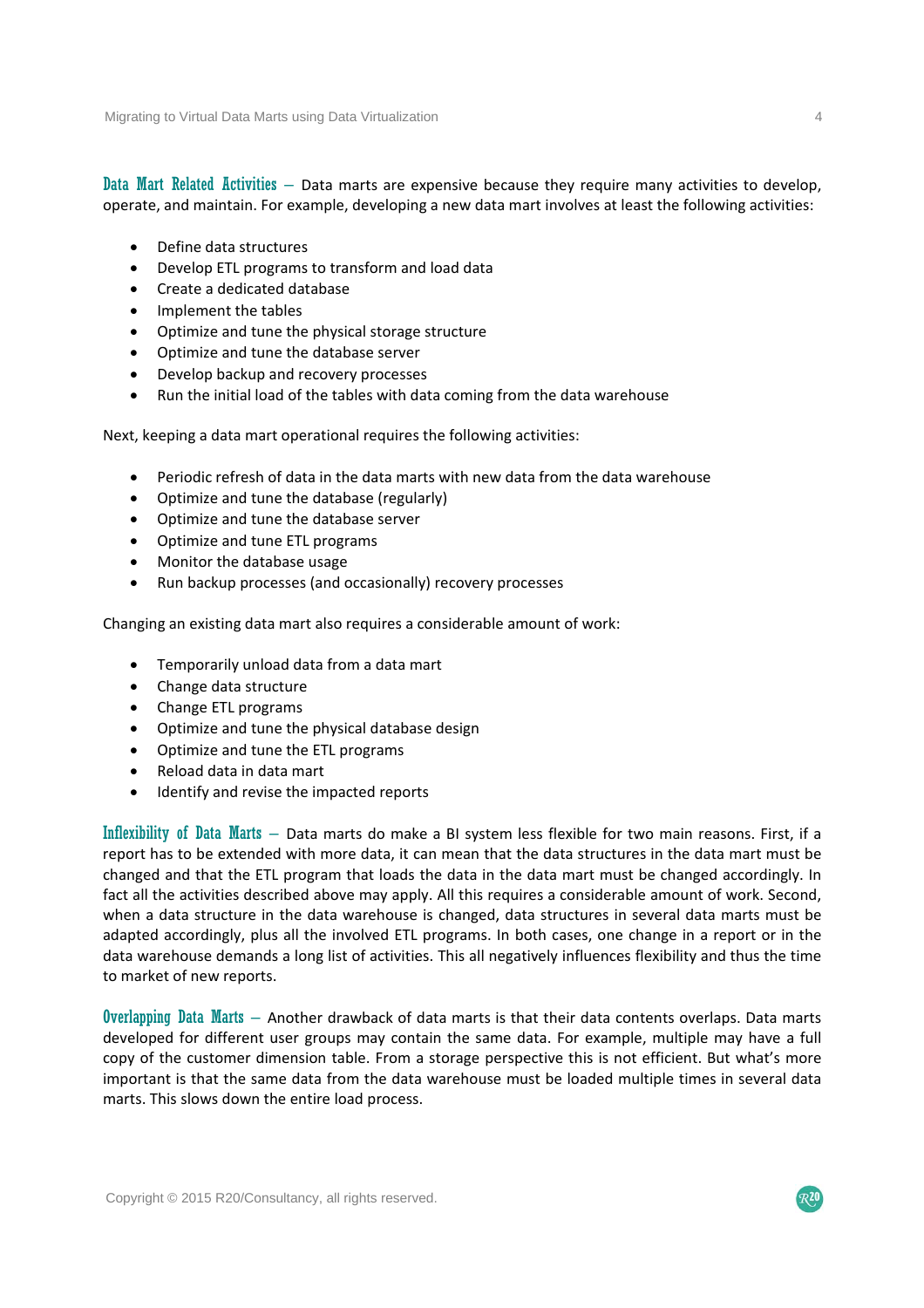**Data Mart Related Activities** – Data marts are expensive because they require many activities to develop, operate, and maintain. For example, developing a new data mart involves at least the following activities:

- Define data structures
- Develop ETL programs to transform and load data
- Create a dedicated database
- Implement the tables
- Optimize and tune the physical storage structure
- Optimize and tune the database server
- Develop backup and recovery processes
- Run the initial load of the tables with data coming from the data warehouse

Next, keeping a data mart operational requires the following activities:

- Periodic refresh of data in the data marts with new data from the data warehouse
- Optimize and tune the database (regularly)
- Optimize and tune the database server
- Optimize and tune ETL programs
- Monitor the database usage
- Run backup processes (and occasionally) recovery processes

Changing an existing data mart also requires a considerable amount of work:

- Temporarily unload data from a data mart
- Change data structure
- Change ETL programs
- Optimize and tune the physical database design
- Optimize and tune the ETL programs
- Reload data in data mart
- Identify and revise the impacted reports

**Inflexibility of Data Marts** – Data marts do make a BI system less flexible for two main reasons. First, if a report has to be extended with more data, it can mean that the data structures in the data mart must be changed and that the ETL program that loads the data in the data mart must be changed accordingly. In fact all the activities described above may apply. All this requires a considerable amount of work. Second, when a data structure in the data warehouse is changed, data structures in several data marts must be adapted accordingly, plus all the involved ETL programs. In both cases, one change in a report or in the data warehouse demands a long list of activities. This all negatively influences flexibility and thus the time to market of new reports.

**Overlapping Data Marts** – Another drawback of data marts is that their data contents overlaps. Data marts developed for different user groups may contain the same data. For example, multiple may have a full copy of the customer dimension table. From a storage perspective this is not efficient. But what's more important is that the same data from the data warehouse must be loaded multiple times in several data marts. This slows down the entire load process.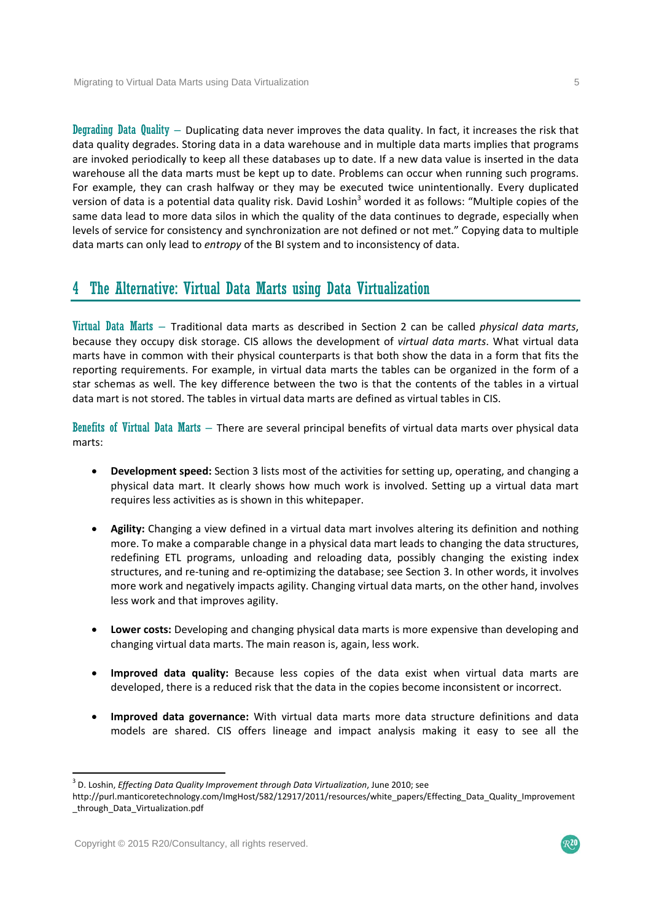**Degrading Data Quality** – Duplicating data never improves the data quality. In fact, it increases the risk that data quality degrades. Storing data in a data warehouse and in multiple data marts implies that programs are invoked periodically to keep all these databases up to date. If a new data value is inserted in the data warehouse all the data marts must be kept up to date. Problems can occur when running such programs. For example, they can crash halfway or they may be executed twice unintentionally. Every duplicated version of data is a potential data quality risk. David Loshin[3] worded it as follows: "Multiple copies of the same data lead to more data silos in which the quality of the data continues to degrade, especially when levels of service for consistency and synchronization are not defined or not met." Copying data to multiple data marts can only lead to *entropy* of the BI system and to inconsistency of data.

## 4 The Alternative: Virtual Data Marts using Data Virtualization

**Virtual Data Marts** – Traditional data marts as described in Section 2 can be called *physical data marts*, because they occupy disk storage. CIS allows the development of *virtual data marts*. What virtual data marts have in common with their physical counterparts is that both show the data in a form that fits the reporting requirements. For example, in virtual data marts the tables can be organized in the form of a star schemas as well. The key difference between the two is that the contents of the tables in a virtual data mart is not stored. The tables in virtual data marts are defined as virtual tables in CIS.

**Benefits of Virtual Data Marts** – There are several principal benefits of virtual data marts over physical data marts:

- **Development speed:** Section 3 lists most of the activities for setting up, operating, and changing a physical data mart. It clearly shows how much work is involved. Setting up a virtual data mart requires less activities as is shown in this whitepaper.

- **Agility:** Changing a view defined in a virtual data mart involves altering its definition and nothing more. To make a comparable change in a physical data mart leads to changing the data structures, redefining ETL programs, unloading and reloading data, possibly changing the existing index structures, and re-tuning and re-optimizing the database; see Section 3. In other words, it involves more work and negatively impacts agility. Changing virtual data marts, on the other hand, involves less work and that improves agility.

- **Lower costs:** Developing and changing physical data marts is more expensive than developing and changing virtual data marts. The main reason is, again, less work.

- **Improved data quality:** Because less copies of the data exist when virtual data marts are developed, there is a reduced risk that the data in the copies become inconsistent or incorrect.

- **Improved data governance:** With virtual data marts more data structure definitions and data models are shared. CIS offers lineage and impact analysis making it easy to see all the

---

[3] D. Loshin, *Effecting Data Quality Improvement through Data Virtualization*, June 2010; see http://purl.manticoretechnology.com/ImgHost/582/12917/2011/resources/white_papers/Effecting_Data_Quality_Improvement_through_Data_Virtualization.pdf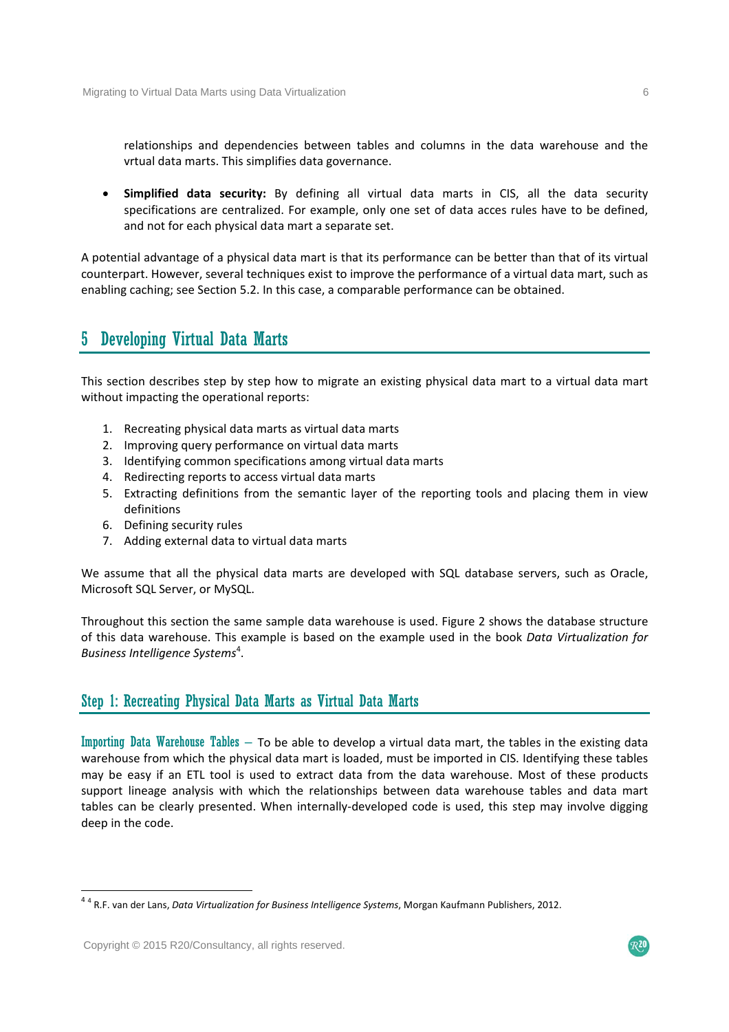relationships and dependencies between tables and columns in the data warehouse and the vrtual data marts. This simplifies data governance.

- **Simplified data security:** By defining all virtual data marts in CIS, all the data security specifications are centralized. For example, only one set of data acces rules have to be defined, and not for each physical data mart a separate set.

A potential advantage of a physical data mart is that its performance can be better than that of its virtual counterpart. However, several techniques exist to improve the performance of a virtual data mart, such as enabling caching; see Section 5.2. In this case, a comparable performance can be obtained.

# 5 Developing Virtual Data Marts

This section describes step by step how to migrate an existing physical data mart to a virtual data mart without impacting the operational reports:

1. Recreating physical data marts as virtual data marts
2. Improving query performance on virtual data marts
3. Identifying common specifications among virtual data marts
4. Redirecting reports to access virtual data marts
5. Extracting definitions from the semantic layer of the reporting tools and placing them in view definitions
6. Defining security rules
7. Adding external data to virtual data marts

We assume that all the physical data marts are developed with SQL database servers, such as Oracle, Microsoft SQL Server, or MySQL.

Throughout this section the same sample data warehouse is used. Figure 2 shows the database structure of this data warehouse. This example is based on the example used in the book *Data Virtualization for Business Intelligence Systems*[4].

## Step 1: Recreating Physical Data Marts as Virtual Data Marts

**Importing Data Warehouse Tables** – To be able to develop a virtual data mart, the tables in the existing data warehouse from which the physical data mart is loaded, must be imported in CIS. Identifying these tables may be easy if an ETL tool is used to extract data from the data warehouse. Most of these products support lineage analysis with which the relationships between data warehouse tables and data mart tables can be clearly presented. When internally-developed code is used, this step may involve digging deep in the code.

[4] R.F. van der Lans, *Data Virtualization for Business Intelligence Systems*, Morgan Kaufmann Publishers, 2012.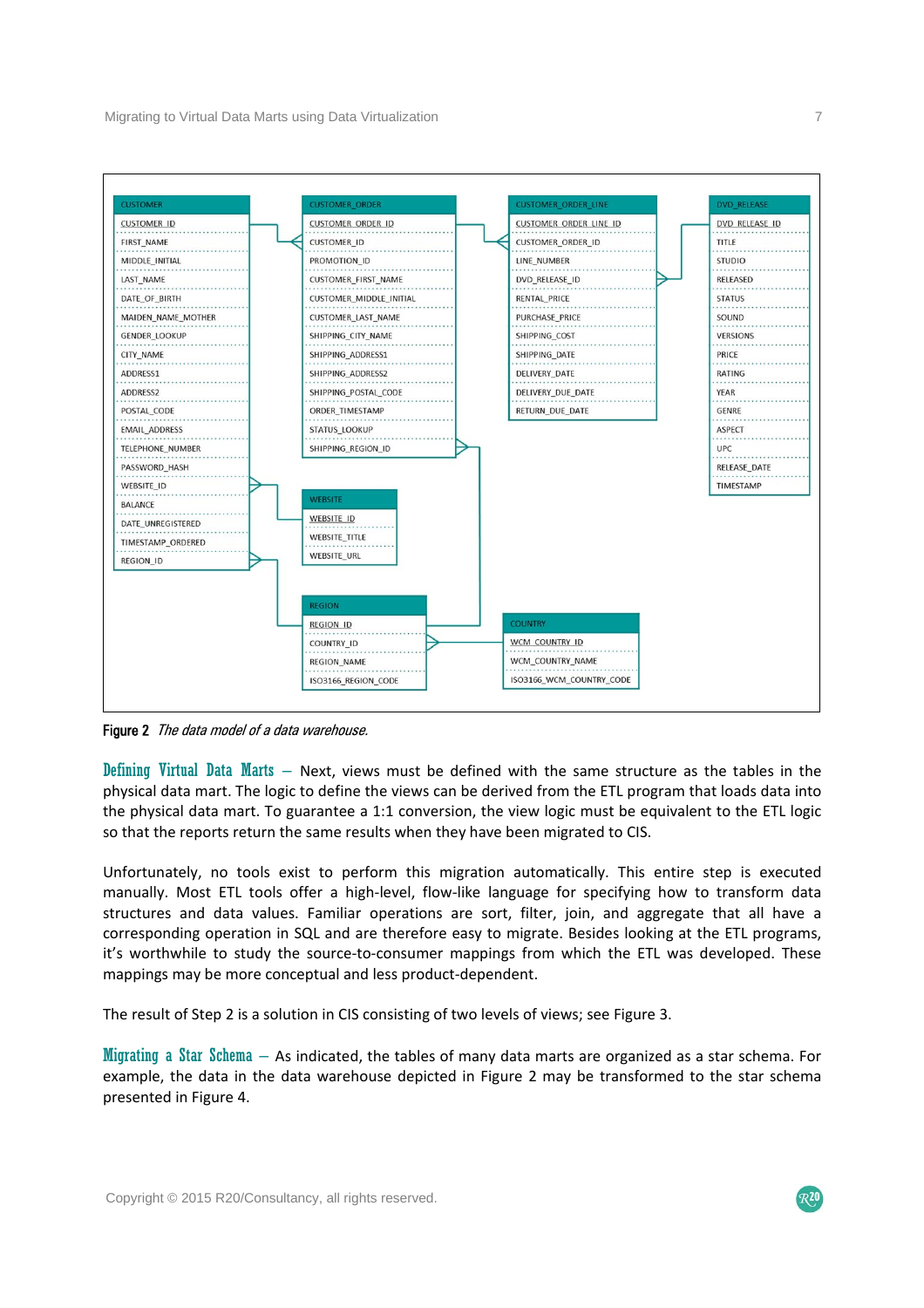Figure 2 *The data model of a data warehouse.*

**Defining Virtual Data Marts** – Next, views must be defined with the same structure as the tables in the physical data mart. The logic to define the views can be derived from the ETL program that loads data into the physical data mart. To guarantee a 1:1 conversion, the view logic must be equivalent to the ETL logic so that the reports return the same results when they have been migrated to CIS.

Unfortunately, no tools exist to perform this migration automatically. This entire step is executed manually. Most ETL tools offer a high-level, flow-like language for specifying how to transform data structures and data values. Familiar operations are sort, filter, join, and aggregate that all have a corresponding operation in SQL and are therefore easy to migrate. Besides looking at the ETL programs, it's worthwhile to study the source-to-consumer mappings from which the ETL was developed. These mappings may be more conceptual and less product-dependent.

The result of Step 2 is a solution in CIS consisting of two levels of views; see Figure 3.

**Migrating a Star Schema** – As indicated, the tables of many data marts are organized as a star schema. For example, the data in the data warehouse depicted in Figure 2 may be transformed to the star schema presented in Figure 4.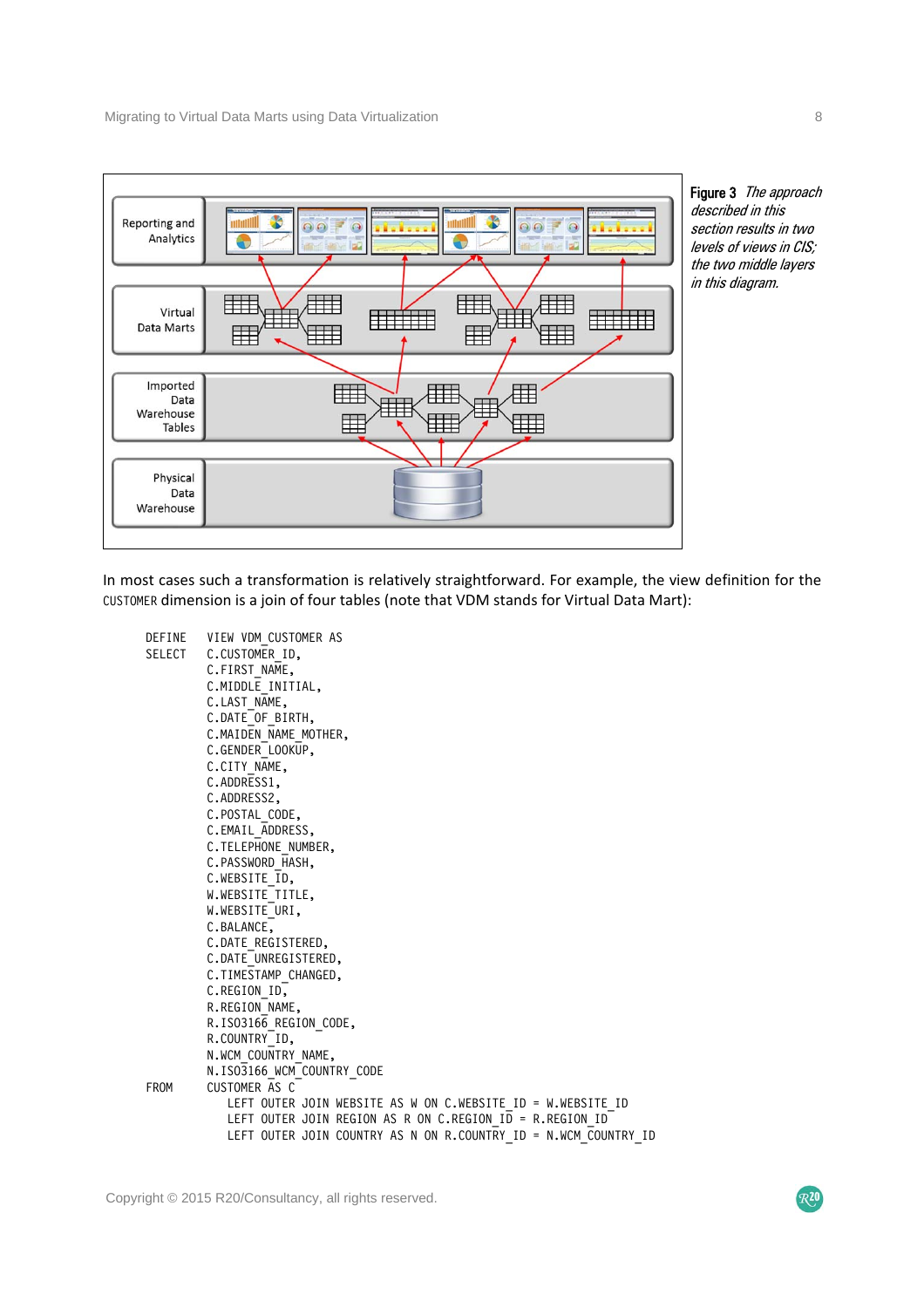**Figure 3** *The approach described in this section results in two levels of views in CIS; the two middle layers in this diagram.*

In most cases such a transformation is relatively straightforward. For example, the view definition for the CUSTOMER dimension is a join of four tables (note that VDM stands for Virtual Data Mart):

```
DEFINE   VIEW VDM_CUSTOMER AS
SELECT   C.CUSTOMER_ID,
         C.FIRST_NAME,
         C.MIDDLE_INITIAL,
         C.LAST_NAME,
         C.DATE_OF_BIRTH,
         C.MAIDEN_NAME_MOTHER,
         C.GENDER_LOOKUP,
         C.CITY_NAME,
         C.ADDRESS1,
         C.ADDRESS2,
         C.POSTAL_CODE,
         C.EMAIL_ADDRESS,
         C.TELEPHONE_NUMBER,
         C.PASSWORD_HASH,
         C.WEBSITE_ID,
         W.WEBSITE_TITLE,
         W.WEBSITE_URI,
         C.BALANCE,
         C.DATE_REGISTERED,
         C.DATE_UNREGISTERED,
         C.TIMESTAMP_CHANGED,
         C.REGION_ID,
         R.REGION_NAME,
         R.ISO3166_REGION_CODE,
         R.COUNTRY_ID,
         N.WCM_COUNTRY_NAME,
         N.ISO3166_WCM_COUNTRY_CODE
FROM     CUSTOMER AS C
            LEFT OUTER JOIN WEBSITE AS W ON C.WEBSITE_ID = W.WEBSITE_ID
            LEFT OUTER JOIN REGION AS R ON C.REGION_ID = R.REGION_ID
            LEFT OUTER JOIN COUNTRY AS N ON R.COUNTRY_ID = N.WCM_COUNTRY_ID
```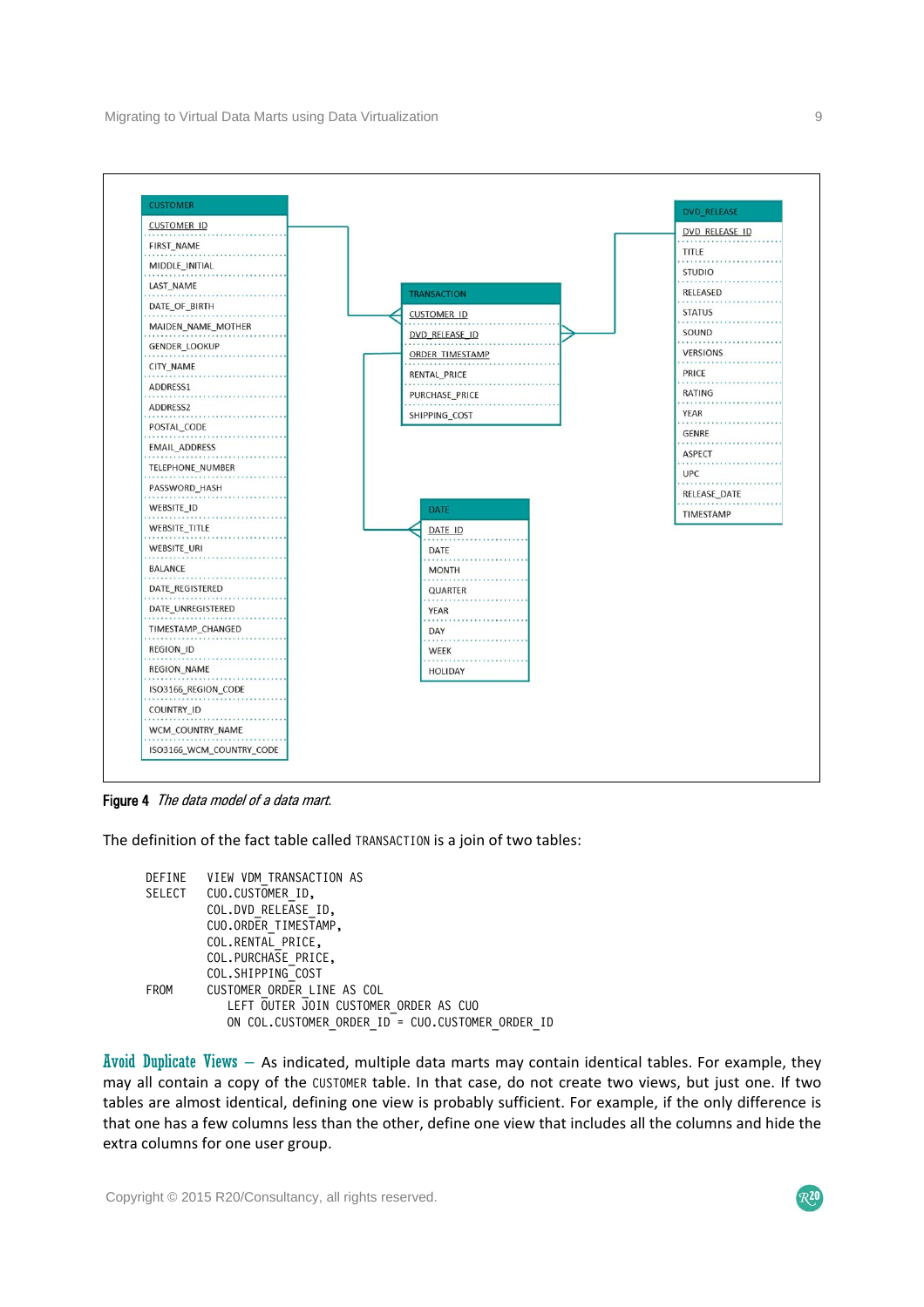Figure 4 *The data model of a data mart.*

The definition of the fact table called TRANSACTION is a join of two tables:

```
DEFINE    VIEW VDM_TRANSACTION AS
SELECT    CUO.CUSTOMER_ID,
          COL.DVD_RELEASE_ID,
          CUO.ORDER_TIMESTAMP,
          COL.RENTAL_PRICE,
          COL.PURCHASE_PRICE,
          COL.SHIPPING_COST
FROM      CUSTOMER_ORDER_LINE AS COL
             LEFT OUTER JOIN CUSTOMER_ORDER AS CUO
             ON COL.CUSTOMER_ORDER_ID = CUO.CUSTOMER_ORDER_ID
```

**Avoid Duplicate Views** – As indicated, multiple data marts may contain identical tables. For example, they may all contain a copy of the CUSTOMER table. In that case, do not create two views, but just one. If two tables are almost identical, defining one view is probably sufficient. For example, if the only difference is that one has a few columns less than the other, define one view that includes all the columns and hide the extra columns for one user group.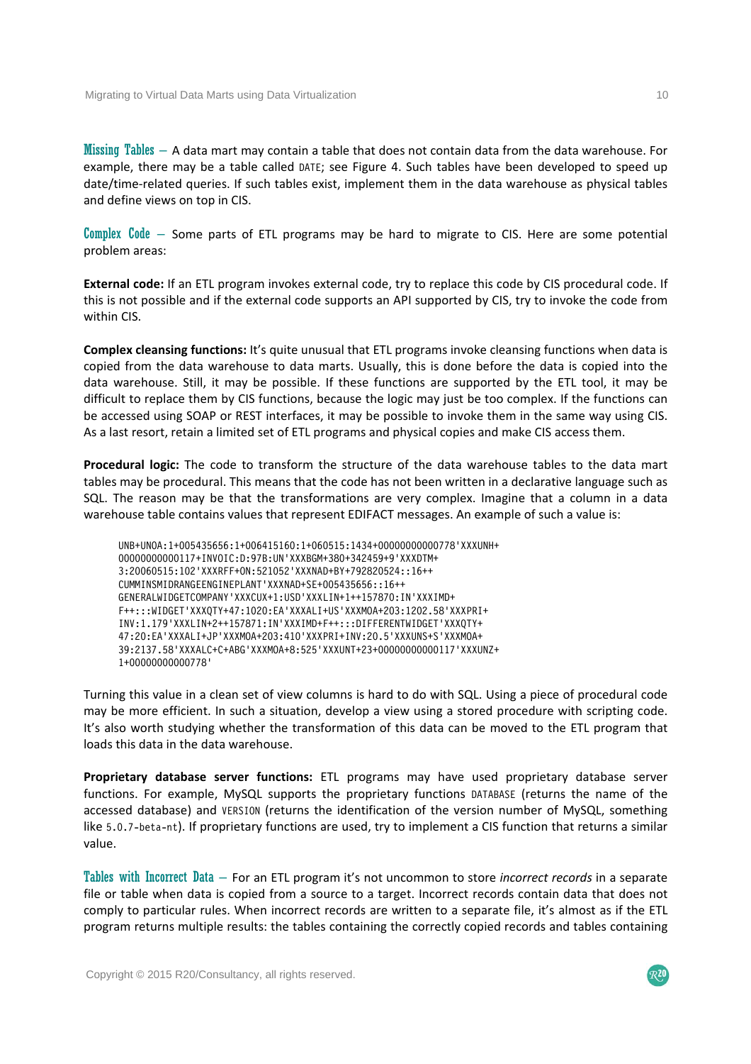**Missing Tables** – A data mart may contain a table that does not contain data from the data warehouse. For example, there may be a table called DATE; see Figure 4. Such tables have been developed to speed up date/time-related queries. If such tables exist, implement them in the data warehouse as physical tables and define views on top in CIS.

**Complex Code** – Some parts of ETL programs may be hard to migrate to CIS. Here are some potential problem areas:

**External code:** If an ETL program invokes external code, try to replace this code by CIS procedural code. If this is not possible and if the external code supports an API supported by CIS, try to invoke the code from within CIS.

**Complex cleansing functions:** It's quite unusual that ETL programs invoke cleansing functions when data is copied from the data warehouse to data marts. Usually, this is done before the data is copied into the data warehouse. Still, it may be possible. If these functions are supported by the ETL tool, it may be difficult to replace them by CIS functions, because the logic may just be too complex. If the functions can be accessed using SOAP or REST interfaces, it may be possible to invoke them in the same way using CIS. As a last resort, retain a limited set of ETL programs and physical copies and make CIS access them.

**Procedural logic:** The code to transform the structure of the data warehouse tables to the data mart tables may be procedural. This means that the code has not been written in a declarative language such as SQL. The reason may be that the transformations are very complex. Imagine that a column in a data warehouse table contains values that represent EDIFACT messages. An example of such a value is:

```
UNB+UNOA:1+005435656:1+006415160:1+060515:1434+00000000000778'XXXUNH+
00000000000117+INVOIC:D:97B:UN'XXXBGM+380+342459+9'XXXDTM+
3:20060515:102'XXXRFF+ON:521052'XXXNAD+BY+792820524::16++
CUMMINSMIDRANGEENGINEPLANT'XXXNAD+SE+005435656::16++
GENERALWIDGETCOMPANY'XXXCUX+1:USD'XXXLIN+1++157870:IN'XXXIMD+
F++:::WIDGET'XXXQTY+47:1020:EA'XXXALI+US'XXXMOA+203:1202.58'XXXPRI+
INV:1.179'XXXLIN+2++157871:IN'XXXIMD+F++:::DIFFERENTWIDGET'XXXQTY+
47:20:EA'XXXALI+JP'XXXMOA+203:410'XXXPRI+INV:20.5'XXXUNS+S'XXXMOA+
39:2137.58'XXXALC+C+ABG'XXXMOA+8:525'XXXUNT+23+00000000000117'XXXUNZ+
1+00000000000778'
```

Turning this value in a clean set of view columns is hard to do with SQL. Using a piece of procedural code may be more efficient. In such a situation, develop a view using a stored procedure with scripting code. It's also worth studying whether the transformation of this data can be moved to the ETL program that loads this data in the data warehouse.

**Proprietary database server functions:** ETL programs may have used proprietary database server functions. For example, MySQL supports the proprietary functions DATABASE (returns the name of the accessed database) and VERSION (returns the identification of the version number of MySQL, something like 5.0.7-beta-nt). If proprietary functions are used, try to implement a CIS function that returns a similar value.

**Tables with Incorrect Data** – For an ETL program it's not uncommon to store *incorrect records* in a separate file or table when data is copied from a source to a target. Incorrect records contain data that does not comply to particular rules. When incorrect records are written to a separate file, it's almost as if the ETL program returns multiple results: the tables containing the correctly copied records and tables containing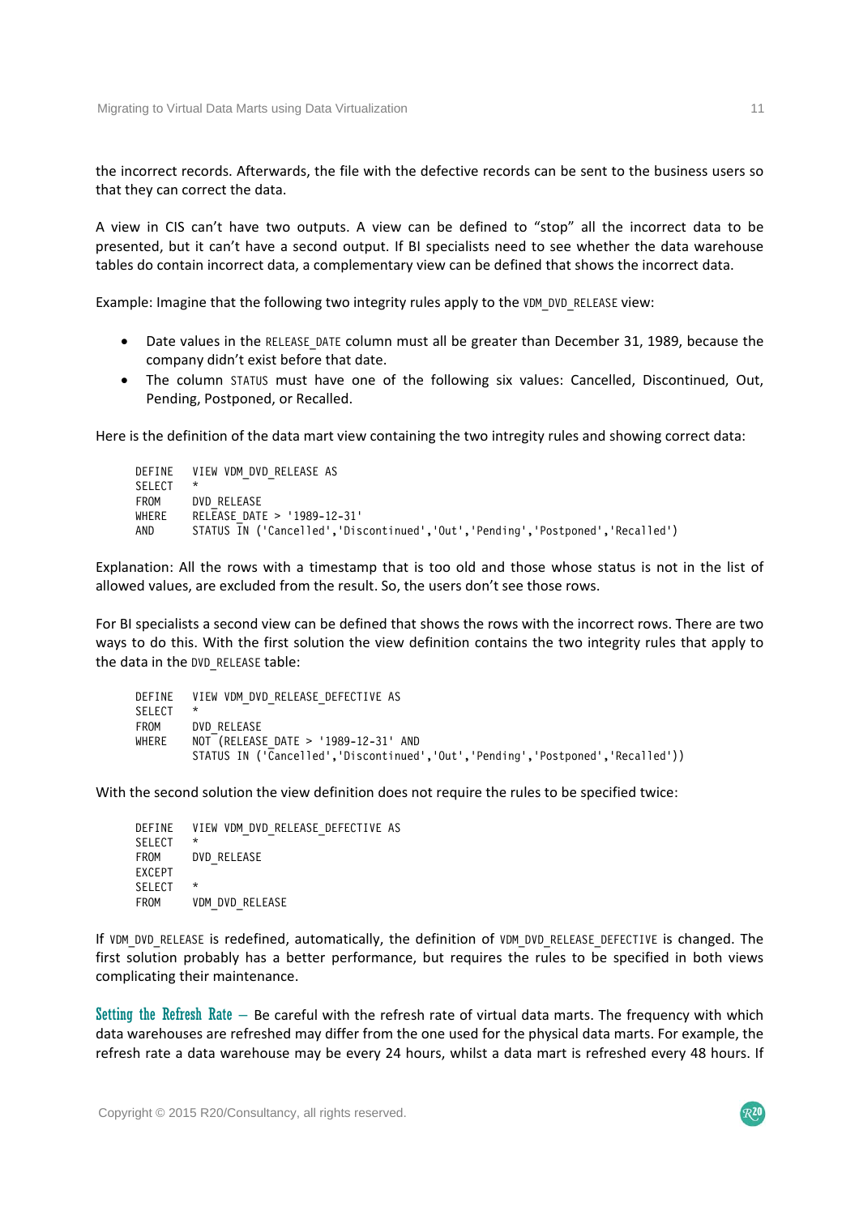the incorrect records. Afterwards, the file with the defective records can be sent to the business users so that they can correct the data.

A view in CIS can't have two outputs. A view can be defined to "stop" all the incorrect data to be presented, but it can't have a second output. If BI specialists need to see whether the data warehouse tables do contain incorrect data, a complementary view can be defined that shows the incorrect data.

Example: Imagine that the following two integrity rules apply to the VDM_DVD_RELEASE view:

- Date values in the RELEASE_DATE column must all be greater than December 31, 1989, because the company didn't exist before that date.
- The column STATUS must have one of the following six values: Cancelled, Discontinued, Out, Pending, Postponed, or Recalled.

Here is the definition of the data mart view containing the two intregity rules and showing correct data:

```
DEFINE   VIEW VDM_DVD_RELEASE AS
SELECT   *
FROM     DVD_RELEASE
WHERE    RELEASE_DATE > '1989-12-31'
AND      STATUS IN ('Cancelled','Discontinued','Out','Pending','Postponed','Recalled')
```

Explanation: All the rows with a timestamp that is too old and those whose status is not in the list of allowed values, are excluded from the result. So, the users don't see those rows.

For BI specialists a second view can be defined that shows the rows with the incorrect rows. There are two ways to do this. With the first solution the view definition contains the two integrity rules that apply to the data in the DVD_RELEASE table:

```
DEFINE   VIEW VDM_DVD_RELEASE_DEFECTIVE AS
SELECT   *
FROM     DVD_RELEASE
WHERE    NOT (RELEASE_DATE > '1989-12-31' AND
         STATUS IN ('Cancelled','Discontinued','Out','Pending','Postponed','Recalled'))
```

With the second solution the view definition does not require the rules to be specified twice:

```
DEFINE   VIEW VDM_DVD_RELEASE_DEFECTIVE AS
SELECT   *
FROM     DVD_RELEASE
EXCEPT
SELECT   *
FROM     VDM_DVD_RELEASE
```

If VDM_DVD_RELEASE is redefined, automatically, the definition of VDM_DVD_RELEASE_DEFECTIVE is changed. The first solution probably has a better performance, but requires the rules to be specified in both views complicating their maintenance.

**Setting the Refresh Rate** – Be careful with the refresh rate of virtual data marts. The frequency with which data warehouses are refreshed may differ from the one used for the physical data marts. For example, the refresh rate a data warehouse may be every 24 hours, whilst a data mart is refreshed every 48 hours. If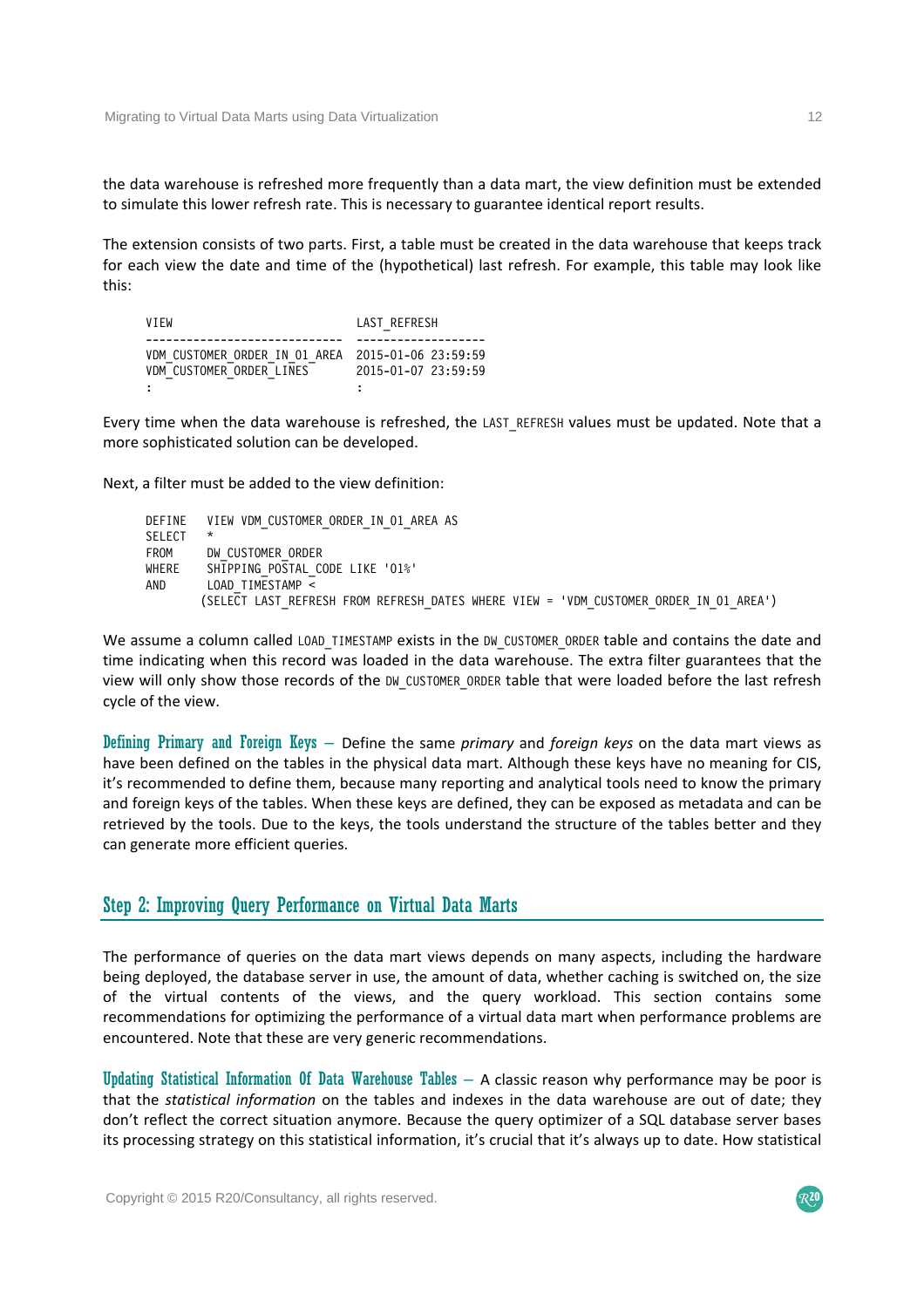the data warehouse is refreshed more frequently than a data mart, the view definition must be extended to simulate this lower refresh rate. This is necessary to guarantee identical report results.

The extension consists of two parts. First, a table must be created in the data warehouse that keeps track for each view the date and time of the (hypothetical) last refresh. For example, this table may look like this:

```
VIEW                          LAST_REFRESH
----------------------------- -------------------
VDM_CUSTOMER_ORDER_IN_01_AREA 2015-01-06 23:59:59
VDM_CUSTOMER_ORDER_LINES      2015-01-07 23:59:59
:                             :
```

Every time when the data warehouse is refreshed, the `LAST_REFRESH` values must be updated. Note that a more sophisticated solution can be developed.

Next, a filter must be added to the view definition:

```
DEFINE   VIEW VDM_CUSTOMER_ORDER_IN_01_AREA AS
SELECT   *
FROM     DW_CUSTOMER_ORDER
WHERE    SHIPPING_POSTAL_CODE LIKE '01%'
AND      LOAD_TIMESTAMP <
        (SELECT LAST_REFRESH FROM REFRESH_DATES WHERE VIEW = 'VDM_CUSTOMER_ORDER_IN_01_AREA')
```

We assume a column called `LOAD_TIMESTAMP` exists in the `DW_CUSTOMER_ORDER` table and contains the date and time indicating when this record was loaded in the data warehouse. The extra filter guarantees that the view will only show those records of the `DW_CUSTOMER_ORDER` table that were loaded before the last refresh cycle of the view.

**Defining Primary and Foreign Keys** – Define the same *primary* and *foreign keys* on the data mart views as have been defined on the tables in the physical data mart. Although these keys have no meaning for CIS, it's recommended to define them, because many reporting and analytical tools need to know the primary and foreign keys of the tables. When these keys are defined, they can be exposed as metadata and can be retrieved by the tools. Due to the keys, the tools understand the structure of the tables better and they can generate more efficient queries.

## Step 2: Improving Query Performance on Virtual Data Marts

The performance of queries on the data mart views depends on many aspects, including the hardware being deployed, the database server in use, the amount of data, whether caching is switched on, the size of the virtual contents of the views, and the query workload. This section contains some recommendations for optimizing the performance of a virtual data mart when performance problems are encountered. Note that these are very generic recommendations.

**Updating Statistical Information Of Data Warehouse Tables** – A classic reason why performance may be poor is that the *statistical information* on the tables and indexes in the data warehouse are out of date; they don't reflect the correct situation anymore. Because the query optimizer of a SQL database server bases its processing strategy on this statistical information, it's crucial that it's always up to date. How statistical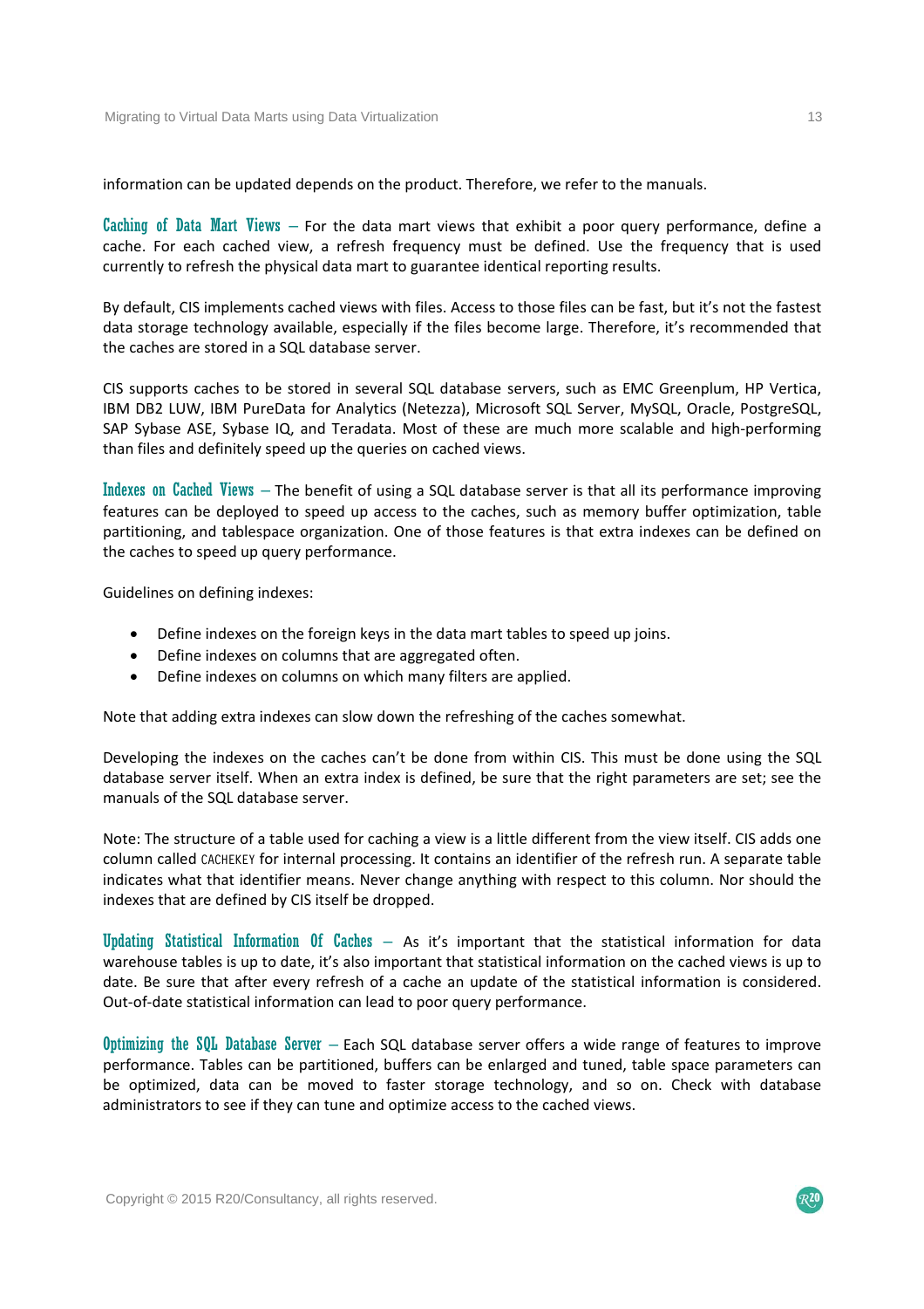information can be updated depends on the product. Therefore, we refer to the manuals.

**Caching of Data Mart Views** – For the data mart views that exhibit a poor query performance, define a cache. For each cached view, a refresh frequency must be defined. Use the frequency that is used currently to refresh the physical data mart to guarantee identical reporting results.

By default, CIS implements cached views with files. Access to those files can be fast, but it's not the fastest data storage technology available, especially if the files become large. Therefore, it's recommended that the caches are stored in a SQL database server.

CIS supports caches to be stored in several SQL database servers, such as EMC Greenplum, HP Vertica, IBM DB2 LUW, IBM PureData for Analytics (Netezza), Microsoft SQL Server, MySQL, Oracle, PostgreSQL, SAP Sybase ASE, Sybase IQ, and Teradata. Most of these are much more scalable and high-performing than files and definitely speed up the queries on cached views.

**Indexes on Cached Views** – The benefit of using a SQL database server is that all its performance improving features can be deployed to speed up access to the caches, such as memory buffer optimization, table partitioning, and tablespace organization. One of those features is that extra indexes can be defined on the caches to speed up query performance.

Guidelines on defining indexes:

- Define indexes on the foreign keys in the data mart tables to speed up joins.
- Define indexes on columns that are aggregated often.
- Define indexes on columns on which many filters are applied.

Note that adding extra indexes can slow down the refreshing of the caches somewhat.

Developing the indexes on the caches can't be done from within CIS. This must be done using the SQL database server itself. When an extra index is defined, be sure that the right parameters are set; see the manuals of the SQL database server.

Note: The structure of a table used for caching a view is a little different from the view itself. CIS adds one column called CACHEKEY for internal processing. It contains an identifier of the refresh run. A separate table indicates what that identifier means. Never change anything with respect to this column. Nor should the indexes that are defined by CIS itself be dropped.

**Updating Statistical Information Of Caches** – As it's important that the statistical information for data warehouse tables is up to date, it's also important that statistical information on the cached views is up to date. Be sure that after every refresh of a cache an update of the statistical information is considered. Out-of-date statistical information can lead to poor query performance.

**Optimizing the SQL Database Server** – Each SQL database server offers a wide range of features to improve performance. Tables can be partitioned, buffers can be enlarged and tuned, table space parameters can be optimized, data can be moved to faster storage technology, and so on. Check with database administrators to see if they can tune and optimize access to the cached views.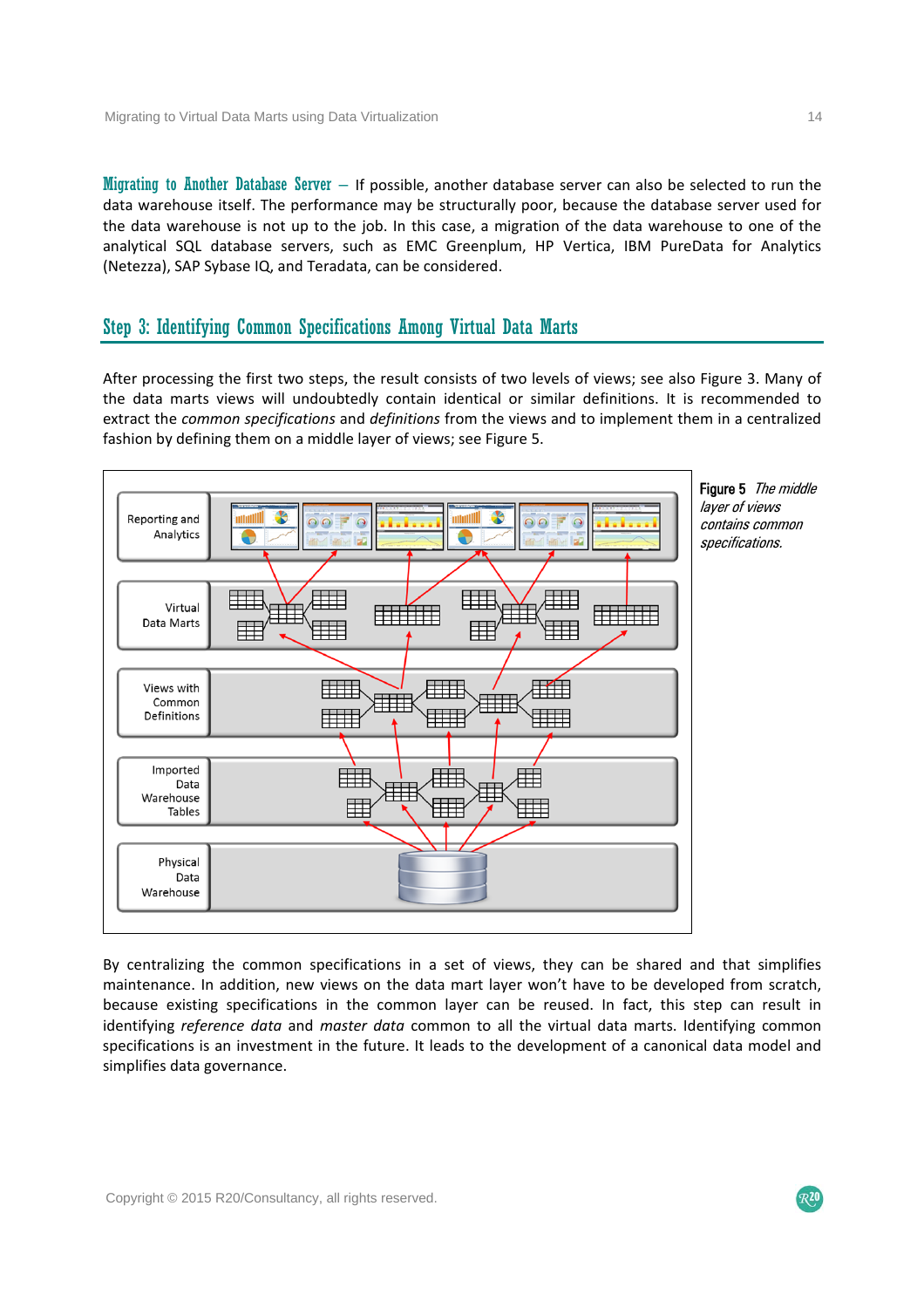**Migrating to Another Database Server** – If possible, another database server can also be selected to run the data warehouse itself. The performance may be structurally poor, because the database server used for the data warehouse is not up to the job. In this case, a migration of the data warehouse to one of the analytical SQL database servers, such as EMC Greenplum, HP Vertica, IBM PureData for Analytics (Netezza), SAP Sybase IQ, and Teradata, can be considered.

## Step 3: Identifying Common Specifications Among Virtual Data Marts

After processing the first two steps, the result consists of two levels of views; see also Figure 3. Many of the data marts views will undoubtedly contain identical or similar definitions. It is recommended to extract the *common specifications* and *definitions* from the views and to implement them in a centralized fashion by defining them on a middle layer of views; see Figure 5.

**Figure 5** *The middle layer of views contains common specifications.*

By centralizing the common specifications in a set of views, they can be shared and that simplifies maintenance. In addition, new views on the data mart layer won't have to be developed from scratch, because existing specifications in the common layer can be reused. In fact, this step can result in identifying *reference data* and *master data* common to all the virtual data marts. Identifying common specifications is an investment in the future. It leads to the development of a canonical data model and simplifies data governance.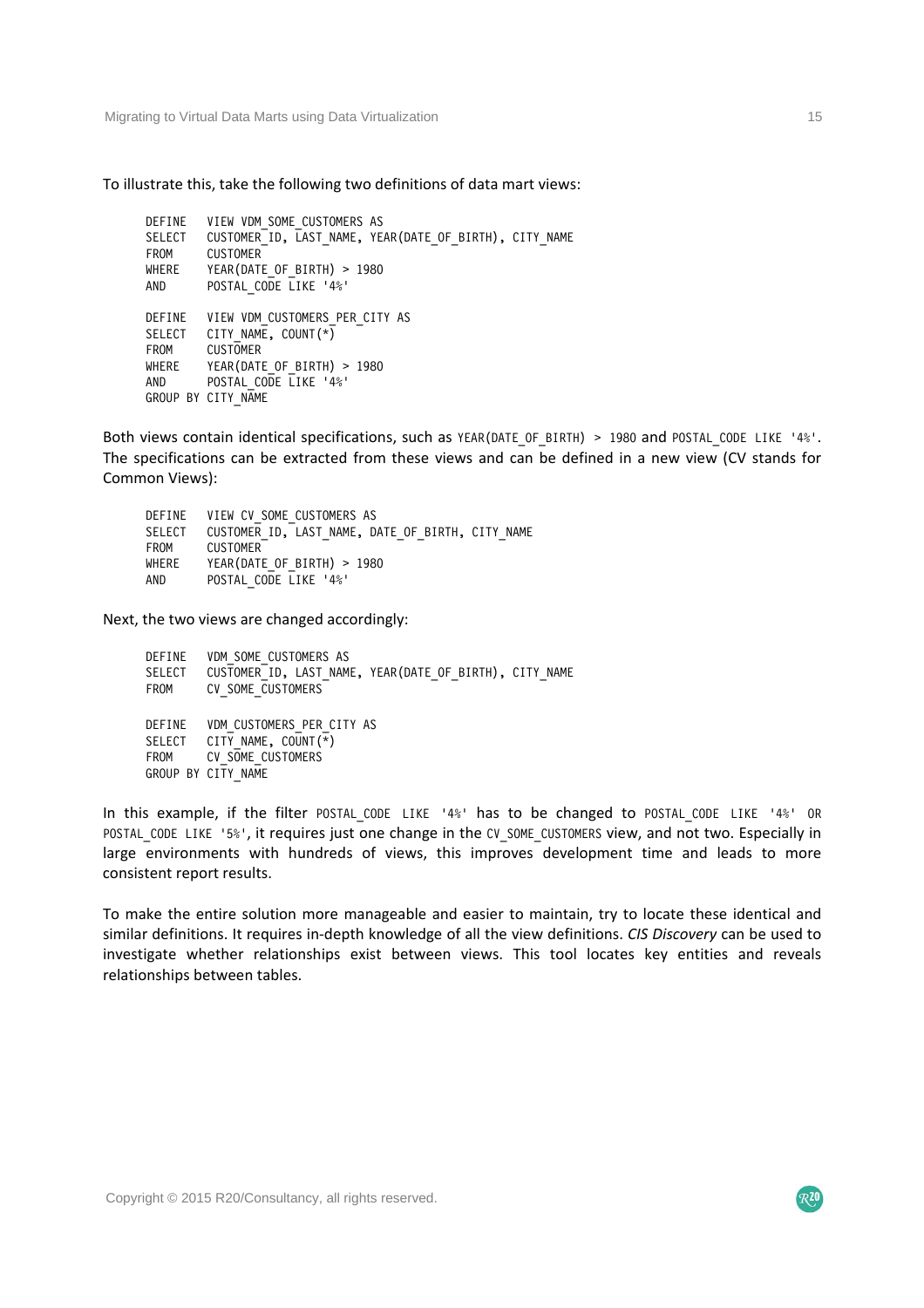To illustrate this, take the following two definitions of data mart views:

```
DEFINE   VIEW VDM_SOME_CUSTOMERS AS
SELECT   CUSTOMER_ID, LAST_NAME, YEAR(DATE_OF_BIRTH), CITY_NAME
FROM     CUSTOMER
WHERE    YEAR(DATE_OF_BIRTH) > 1980
AND      POSTAL_CODE LIKE '4%'

DEFINE   VIEW VDM_CUSTOMERS_PER_CITY AS
SELECT   CITY_NAME, COUNT(*)
FROM     CUSTOMER
WHERE    YEAR(DATE_OF_BIRTH) > 1980
AND      POSTAL_CODE LIKE '4%'
GROUP BY CITY_NAME
```

Both views contain identical specifications, such as `YEAR(DATE_OF_BIRTH) > 1980` and `POSTAL_CODE LIKE '4%'`. The specifications can be extracted from these views and can be defined in a new view (CV stands for Common Views):

```
DEFINE   VIEW CV_SOME_CUSTOMERS AS
SELECT   CUSTOMER_ID, LAST_NAME, DATE_OF_BIRTH, CITY_NAME
FROM     CUSTOMER
WHERE    YEAR(DATE_OF_BIRTH) > 1980
AND      POSTAL_CODE LIKE '4%'
```

Next, the two views are changed accordingly:

```
DEFINE   VDM_SOME_CUSTOMERS AS
SELECT   CUSTOMER_ID, LAST_NAME, YEAR(DATE_OF_BIRTH), CITY_NAME
FROM     CV_SOME_CUSTOMERS

DEFINE   VDM_CUSTOMERS_PER_CITY AS
SELECT   CITY_NAME, COUNT(*)
FROM     CV_SOME_CUSTOMERS
GROUP BY CITY_NAME
```

In this example, if the filter `POSTAL_CODE LIKE '4%'` has to be changed to `POSTAL_CODE LIKE '4%' OR POSTAL_CODE LIKE '5%'`, it requires just one change in the `CV_SOME_CUSTOMERS` view, and not two. Especially in large environments with hundreds of views, this improves development time and leads to more consistent report results.

To make the entire solution more manageable and easier to maintain, try to locate these identical and similar definitions. It requires in-depth knowledge of all the view definitions. *CIS Discovery* can be used to investigate whether relationships exist between views. This tool locates key entities and reveals relationships between tables.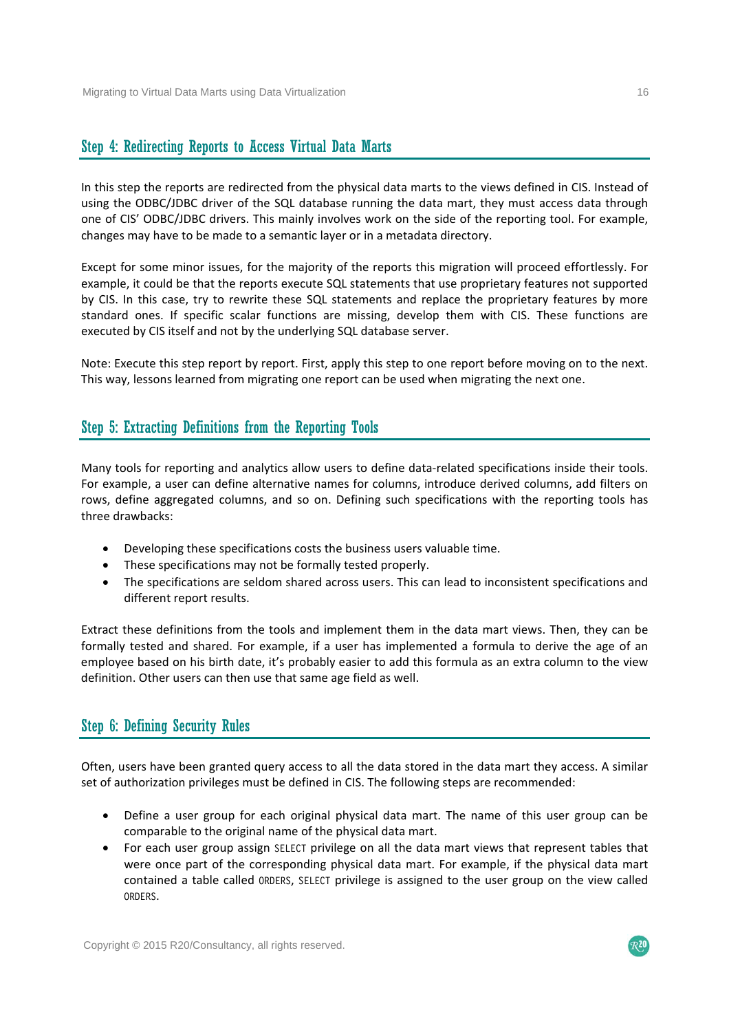## Step 4: Redirecting Reports to Access Virtual Data Marts

In this step the reports are redirected from the physical data marts to the views defined in CIS. Instead of using the ODBC/JDBC driver of the SQL database running the data mart, they must access data through one of CIS' ODBC/JDBC drivers. This mainly involves work on the side of the reporting tool. For example, changes may have to be made to a semantic layer or in a metadata directory.

Except for some minor issues, for the majority of the reports this migration will proceed effortlessly. For example, it could be that the reports execute SQL statements that use proprietary features not supported by CIS. In this case, try to rewrite these SQL statements and replace the proprietary features by more standard ones. If specific scalar functions are missing, develop them with CIS. These functions are executed by CIS itself and not by the underlying SQL database server.

Note: Execute this step report by report. First, apply this step to one report before moving on to the next. This way, lessons learned from migrating one report can be used when migrating the next one.

## Step 5: Extracting Definitions from the Reporting Tools

Many tools for reporting and analytics allow users to define data-related specifications inside their tools. For example, a user can define alternative names for columns, introduce derived columns, add filters on rows, define aggregated columns, and so on. Defining such specifications with the reporting tools has three drawbacks:

- Developing these specifications costs the business users valuable time.
- These specifications may not be formally tested properly.
- The specifications are seldom shared across users. This can lead to inconsistent specifications and different report results.

Extract these definitions from the tools and implement them in the data mart views. Then, they can be formally tested and shared. For example, if a user has implemented a formula to derive the age of an employee based on his birth date, it's probably easier to add this formula as an extra column to the view definition. Other users can then use that same age field as well.

## Step 6: Defining Security Rules

Often, users have been granted query access to all the data stored in the data mart they access. A similar set of authorization privileges must be defined in CIS. The following steps are recommended:

- Define a user group for each original physical data mart. The name of this user group can be comparable to the original name of the physical data mart.
- For each user group assign `SELECT` privilege on all the data mart views that represent tables that were once part of the corresponding physical data mart. For example, if the physical data mart contained a table called `ORDERS`, `SELECT` privilege is assigned to the user group on the view called `ORDERS`.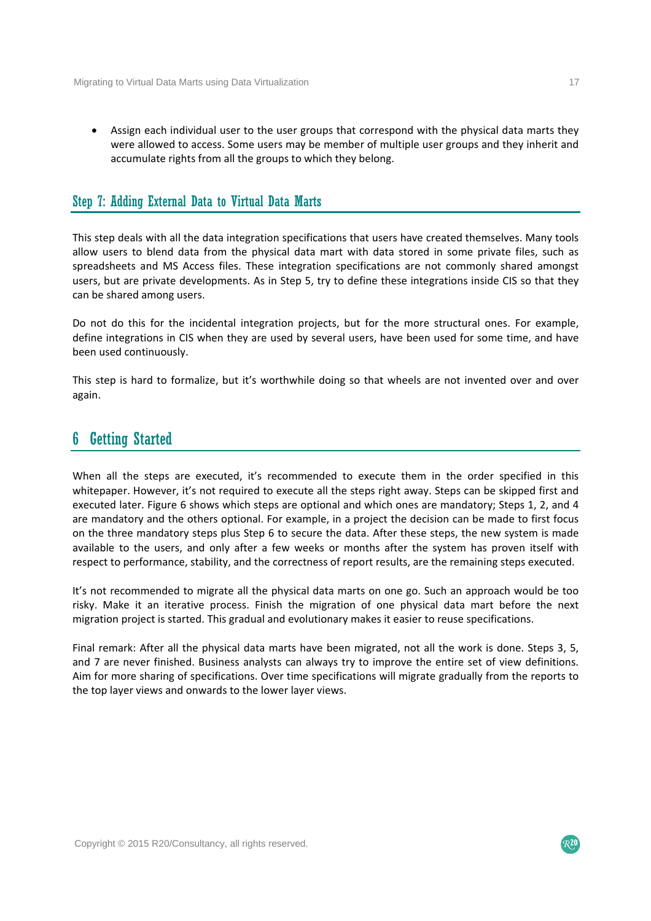- Assign each individual user to the user groups that correspond with the physical data marts they were allowed to access. Some users may be member of multiple user groups and they inherit and accumulate rights from all the groups to which they belong.

## Step 7: Adding External Data to Virtual Data Marts

This step deals with all the data integration specifications that users have created themselves. Many tools allow users to blend data from the physical data mart with data stored in some private files, such as spreadsheets and MS Access files. These integration specifications are not commonly shared amongst users, but are private developments. As in Step 5, try to define these integrations inside CIS so that they can be shared among users.

Do not do this for the incidental integration projects, but for the more structural ones. For example, define integrations in CIS when they are used by several users, have been used for some time, and have been used continuously.

This step is hard to formalize, but it's worthwhile doing so that wheels are not invented over and over again.

# 6 Getting Started

When all the steps are executed, it's recommended to execute them in the order specified in this whitepaper. However, it's not required to execute all the steps right away. Steps can be skipped first and executed later. Figure 6 shows which steps are optional and which ones are mandatory; Steps 1, 2, and 4 are mandatory and the others optional. For example, in a project the decision can be made to first focus on the three mandatory steps plus Step 6 to secure the data. After these steps, the new system is made available to the users, and only after a few weeks or months after the system has proven itself with respect to performance, stability, and the correctness of report results, are the remaining steps executed.

It's not recommended to migrate all the physical data marts on one go. Such an approach would be too risky. Make it an iterative process. Finish the migration of one physical data mart before the next migration project is started. This gradual and evolutionary makes it easier to reuse specifications.

Final remark: After all the physical data marts have been migrated, not all the work is done. Steps 3, 5, and 7 are never finished. Business analysts can always try to improve the entire set of view definitions. Aim for more sharing of specifications. Over time specifications will migrate gradually from the reports to the top layer views and onwards to the lower layer views.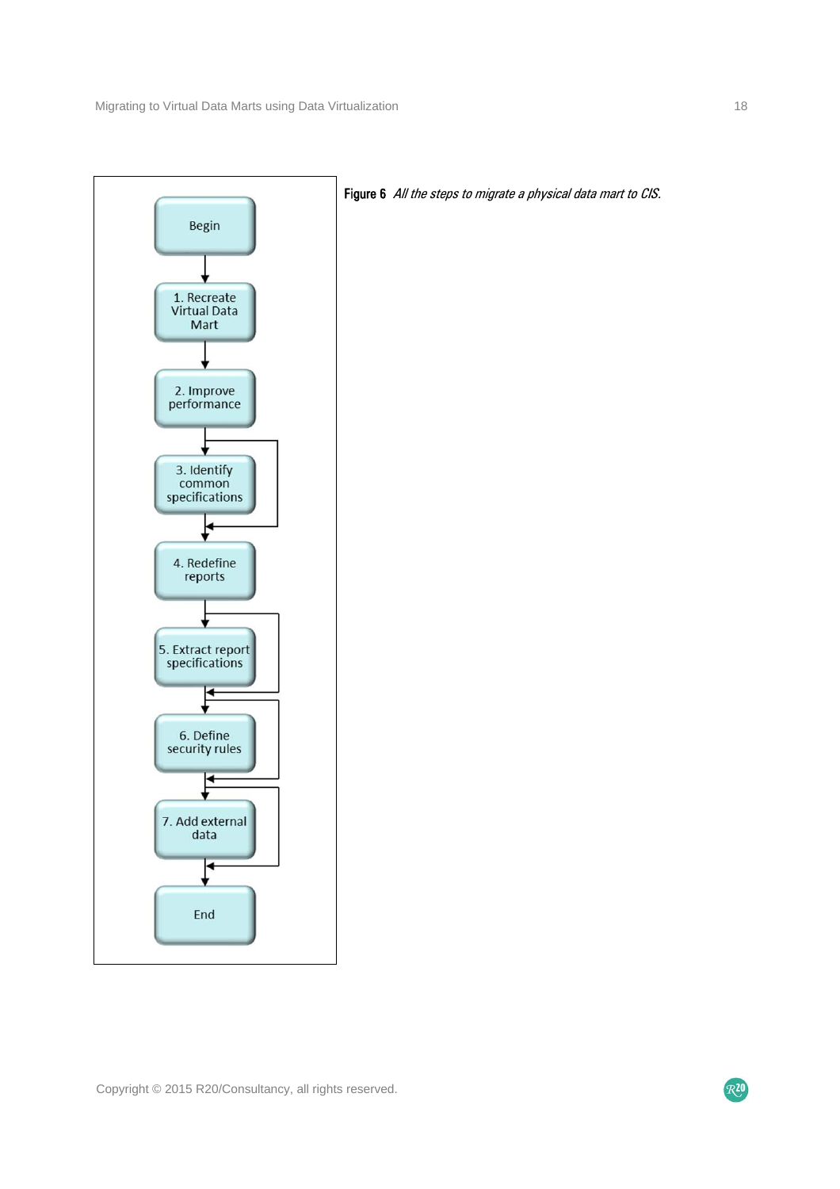Begin

1. Recreate Virtual Data Mart

2. Improve performance

3. Identify common specifications

4. Redefine reports

5. Extract report specifications

6. Define security rules

7. Add external data

End

**Figure 6** *All the steps to migrate a physical data mart to CIS.*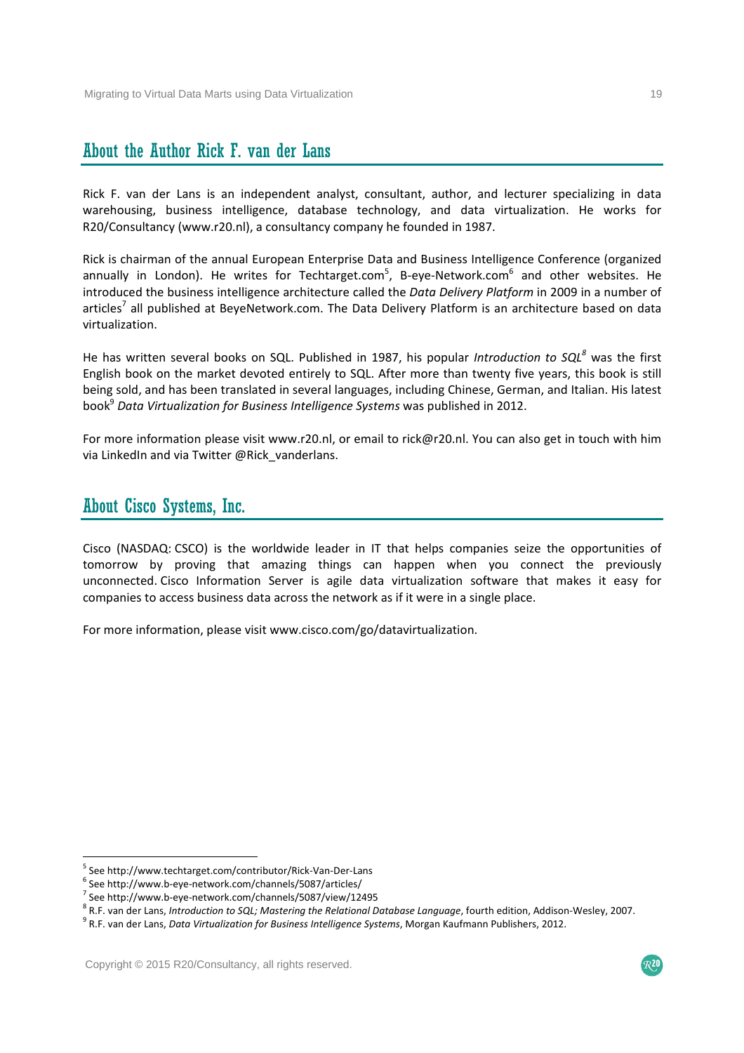## About the Author Rick F. van der Lans

Rick F. van der Lans is an independent analyst, consultant, author, and lecturer specializing in data warehousing, business intelligence, database technology, and data virtualization. He works for R20/Consultancy (www.r20.nl), a consultancy company he founded in 1987.

Rick is chairman of the annual European Enterprise Data and Business Intelligence Conference (organized annually in London). He writes for Techtarget.com[5], B-eye-Network.com[6] and other websites. He introduced the business intelligence architecture called the *Data Delivery Platform* in 2009 in a number of articles[7] all published at BeyeNetwork.com. The Data Delivery Platform is an architecture based on data virtualization.

He has written several books on SQL. Published in 1987, his popular *Introduction to SQL*[8] was the first English book on the market devoted entirely to SQL. After more than twenty five years, this book is still being sold, and has been translated in several languages, including Chinese, German, and Italian. His latest book[9] *Data Virtualization for Business Intelligence Systems* was published in 2012.

For more information please visit www.r20.nl, or email to rick@r20.nl. You can also get in touch with him via LinkedIn and via Twitter @Rick_vanderlans.

## About Cisco Systems, Inc.

Cisco (NASDAQ: CSCO) is the worldwide leader in IT that helps companies seize the opportunities of tomorrow by proving that amazing things can happen when you connect the previously unconnected. Cisco Information Server is agile data virtualization software that makes it easy for companies to access business data across the network as if it were in a single place.

For more information, please visit www.cisco.com/go/datavirtualization.

---

[5] See http://www.techtarget.com/contributor/Rick-Van-Der-Lans

[6] See http://www.b-eye-network.com/channels/5087/articles/

[7] See http://www.b-eye-network.com/channels/5087/view/12495

[8] R.F. van der Lans, *Introduction to SQL; Mastering the Relational Database Language*, fourth edition, Addison-Wesley, 2007.

[9] R.F. van der Lans, *Data Virtualization for Business Intelligence Systems*, Morgan Kaufmann Publishers, 2012.